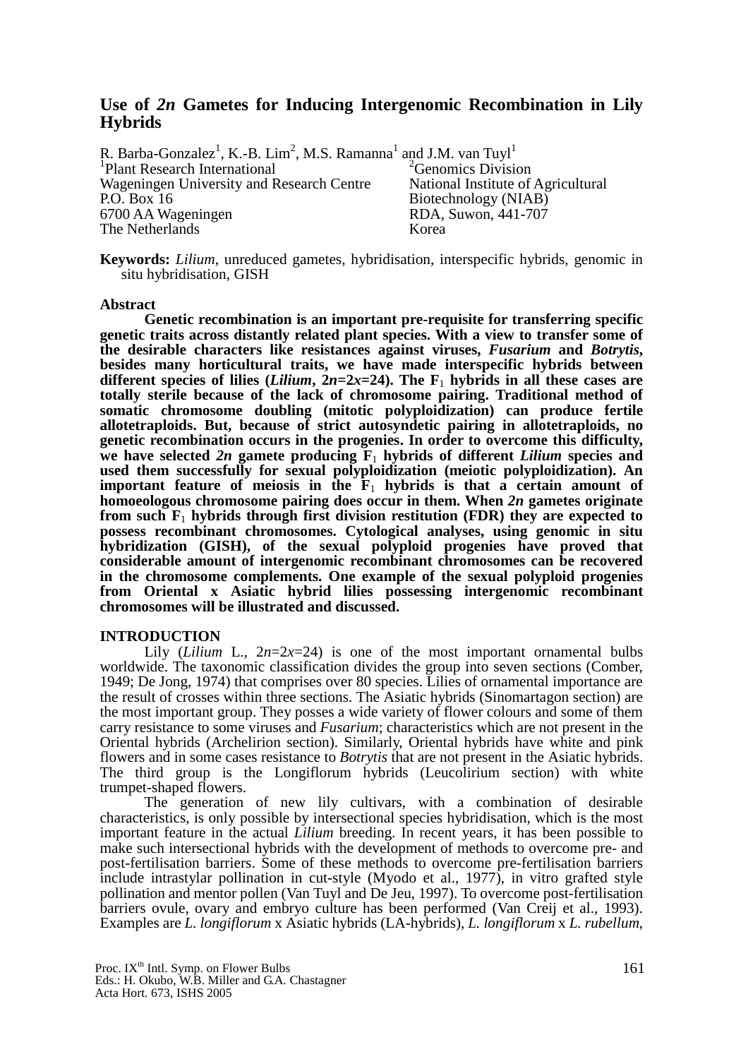# Use of *2n* Gametes for Inducing Intergenomic Recombination in Lily Hybrids

R. Barba-Gonzalez[1], K.-B. Lim[2], M.S. Ramanna[1] and J.M. van Tuyl[1]

[1]Plant Research International
Wageningen University and Research Centre
P.O. Box 16
6700 AA Wageningen
The Netherlands

[2]Genomics Division
National Institute of Agricultural Biotechnology (NIAB)
RDA, Suwon, 441-707
Korea

**Keywords:** *Lilium*, unreduced gametes, hybridisation, interspecific hybrids, genomic in situ hybridisation, GISH

## Abstract

**Genetic recombination is an important pre-requisite for transferring specific genetic traits across distantly related plant species. With a view to transfer some of the desirable characters like resistances against viruses, *Fusarium* and *Botrytis*, besides many horticultural traits, we have made interspecific hybrids between different species of lilies (*Lilium*, $2n=2x=24$). The $F_1$ hybrids in all these cases are totally sterile because of the lack of chromosome pairing. Traditional method of somatic chromosome doubling (mitotic polyploidization) can produce fertile allotetraploids. But, because of strict autosyndetic pairing in allotetraploids, no genetic recombination occurs in the progenies. In order to overcome this difficulty, we have selected *2n* gamete producing $F_1$ hybrids of different *Lilium* species and used them successfully for sexual polyploidization (meiotic polyploidization). An important feature of meiosis in the $F_1$ hybrids is that a certain amount of homoeologous chromosome pairing does occur in them. When *2n* gametes originate from such $F_1$ hybrids through first division restitution (FDR) they are expected to possess recombinant chromosomes. Cytological analyses, using genomic in situ hybridization (GISH), of the sexual polyploid progenies have proved that considerable amount of intergenomic recombinant chromosomes can be recovered in the chromosome complements. One example of the sexual polyploid progenies from Oriental x Asiatic hybrid lilies possessing intergenomic recombinant chromosomes will be illustrated and discussed.**

## INTRODUCTION

Lily (*Lilium* L., $2n=2x=24$) is one of the most important ornamental bulbs worldwide. The taxonomic classification divides the group into seven sections (Comber, 1949; De Jong, 1974) that comprises over 80 species. Lilies of ornamental importance are the result of crosses within three sections. The Asiatic hybrids (Sinomartagon section) are the most important group. They posses a wide variety of flower colours and some of them carry resistance to some viruses and *Fusarium*; characteristics which are not present in the Oriental hybrids (Archelirion section). Similarly, Oriental hybrids have white and pink flowers and in some cases resistance to *Botrytis* that are not present in the Asiatic hybrids. The third group is the Longiflorum hybrids (Leucolirium section) with white trumpet-shaped flowers.

The generation of new lily cultivars, with a combination of desirable characteristics, is only possible by intersectional species hybridisation, which is the most important feature in the actual *Lilium* breeding. In recent years, it has been possible to make such intersectional hybrids with the development of methods to overcome pre- and post-fertilisation barriers. Some of these methods to overcome pre-fertilisation barriers include intrastylar pollination in cut-style (Myodo et al., 1977), in vitro grafted style pollination and mentor pollen (Van Tuyl and De Jeu, 1997). To overcome post-fertilisation barriers ovule, ovary and embryo culture has been performed (Van Creij et al., 1993). Examples are *L. longiflorum* x Asiatic hybrids (LA-hybrids), *L. longiflorum* x *L. rubellum*,

Proc. IX[th] Intl. Symp. on Flower Bulbs
Eds.: H. Okubo, W.B. Miller and G.A. Chastagner
Acta Hort. 673, ISHS 2005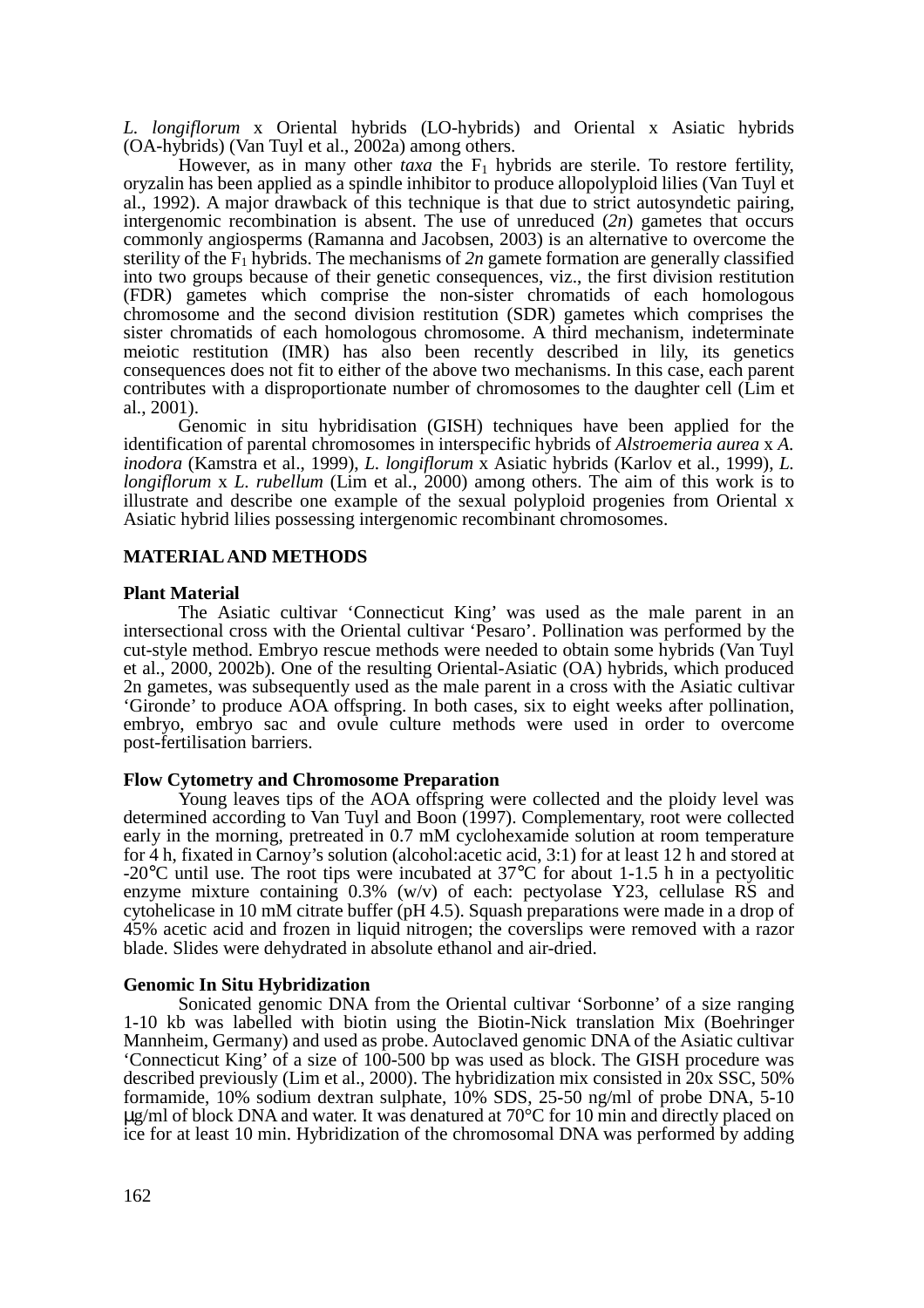*L. longiflorum* x Oriental hybrids (LO-hybrids) and Oriental x Asiatic hybrids (OA-hybrids) (Van Tuyl et al., 2002a) among others.

However, as in many other *taxa* the $F_1$ hybrids are sterile. To restore fertility, oryzalin has been applied as a spindle inhibitor to produce allopolyploid lilies (Van Tuyl et al., 1992). A major drawback of this technique is that due to strict autosyndetic pairing, intergenomic recombination is absent. The use of unreduced (*2n*) gametes that occurs commonly angiosperms (Ramanna and Jacobsen, 2003) is an alternative to overcome the sterility of the $F_1$ hybrids. The mechanisms of *2n* gamete formation are generally classified into two groups because of their genetic consequences, viz., the first division restitution (FDR) gametes which comprise the non-sister chromatids of each homologous chromosome and the second division restitution (SDR) gametes which comprises the sister chromatids of each homologous chromosome. A third mechanism, indeterminate meiotic restitution (IMR) has also been recently described in lily, its genetics consequences does not fit to either of the above two mechanisms. In this case, each parent contributes with a disproportionate number of chromosomes to the daughter cell (Lim et al., 2001).

Genomic in situ hybridisation (GISH) techniques have been applied for the identification of parental chromosomes in interspecific hybrids of *Alstroemeria aurea* x *A. inodora* (Kamstra et al., 1999), *L. longiflorum* x Asiatic hybrids (Karlov et al., 1999), *L. longiflorum* x *L. rubellum* (Lim et al., 2000) among others. The aim of this work is to illustrate and describe one example of the sexual polyploid progenies from Oriental x Asiatic hybrid lilies possessing intergenomic recombinant chromosomes.

## MATERIAL AND METHODS

### Plant Material

The Asiatic cultivar 'Connecticut King' was used as the male parent in an intersectional cross with the Oriental cultivar 'Pesaro'. Pollination was performed by the cut-style method. Embryo rescue methods were needed to obtain some hybrids (Van Tuyl et al., 2000, 2002b). One of the resulting Oriental-Asiatic (OA) hybrids, which produced 2n gametes, was subsequently used as the male parent in a cross with the Asiatic cultivar 'Gironde' to produce AOA offspring. In both cases, six to eight weeks after pollination, embryo, embryo sac and ovule culture methods were used in order to overcome post-fertilisation barriers.

### Flow Cytometry and Chromosome Preparation

Young leaves tips of the AOA offspring were collected and the ploidy level was determined according to Van Tuyl and Boon (1997). Complementary, root were collected early in the morning, pretreated in 0.7 mM cyclohexamide solution at room temperature for 4 h, fixated in Carnoy's solution (alcohol:acetic acid, 3:1) for at least 12 h and stored at -20°C until use. The root tips were incubated at 37°C for about 1-1.5 h in a pectyolitic enzyme mixture containing 0.3% (w/v) of each: pectyolase Y23, cellulase RS and cytohelicase in 10 mM citrate buffer (pH 4.5). Squash preparations were made in a drop of 45% acetic acid and frozen in liquid nitrogen; the coverslips were removed with a razor blade. Slides were dehydrated in absolute ethanol and air-dried.

### Genomic In Situ Hybridization

Sonicated genomic DNA from the Oriental cultivar 'Sorbonne' of a size ranging 1-10 kb was labelled with biotin using the Biotin-Nick translation Mix (Boehringer Mannheim, Germany) and used as probe. Autoclaved genomic DNA of the Asiatic cultivar 'Connecticut King' of a size of 100-500 bp was used as block. The GISH procedure was described previously (Lim et al., 2000). The hybridization mix consisted in 20x SSC, 50% formamide, 10% sodium dextran sulphate, 10% SDS, 25-50 ng/ml of probe DNA, 5-10 μg/ml of block DNA and water. It was denatured at 70°C for 10 min and directly placed on ice for at least 10 min. Hybridization of the chromosomal DNA was performed by adding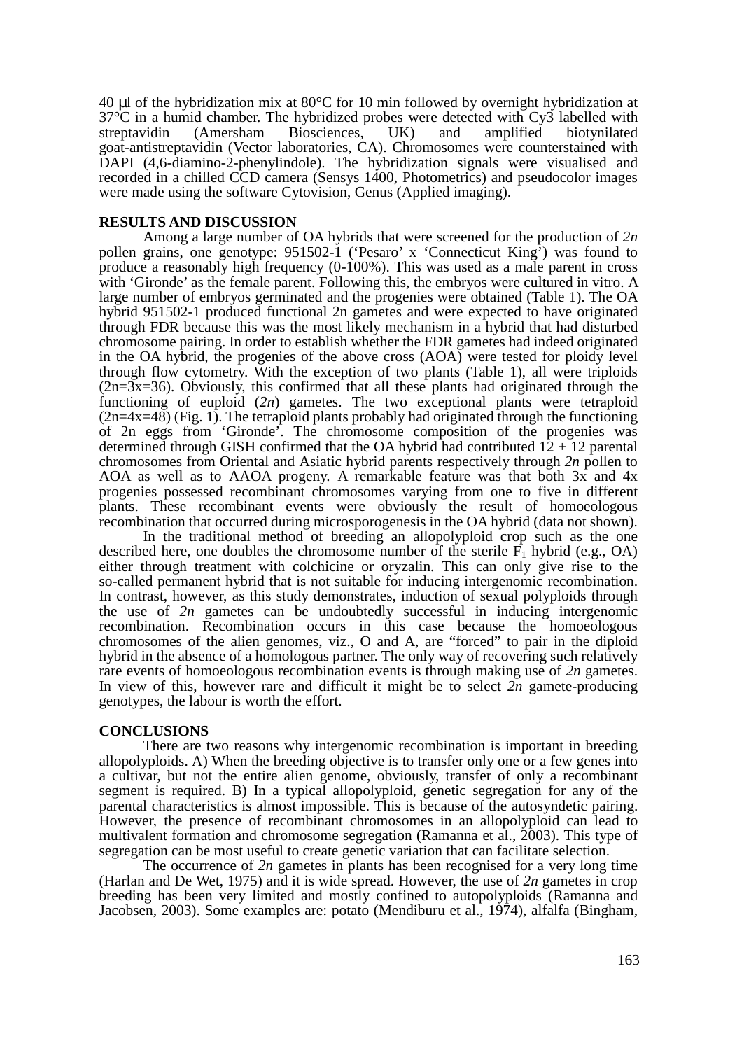40 μl of the hybridization mix at 80°C for 10 min followed by overnight hybridization at 37°C in a humid chamber. The hybridized probes were detected with Cy3 labelled with streptavidin (Amersham Biosciences, UK) and amplified biotynilated goat-antistreptavidin (Vector laboratories, CA). Chromosomes were counterstained with DAPI (4,6-diamino-2-phenylindole). The hybridization signals were visualised and recorded in a chilled CCD camera (Sensys 1400, Photometrics) and pseudocolor images were made using the software Cytovision, Genus (Applied imaging).

## RESULTS AND DISCUSSION

Among a large number of OA hybrids that were screened for the production of *2n* pollen grains, one genotype: 951502-1 ('Pesaro' x 'Connecticut King') was found to produce a reasonably high frequency (0-100%). This was used as a male parent in cross with 'Gironde' as the female parent. Following this, the embryos were cultured in vitro. A large number of embryos germinated and the progenies were obtained (Table 1). The OA hybrid 951502-1 produced functional 2n gametes and were expected to have originated through FDR because this was the most likely mechanism in a hybrid that had disturbed chromosome pairing. In order to establish whether the FDR gametes had indeed originated in the OA hybrid, the progenies of the above cross (AOA) were tested for ploidy level through flow cytometry. With the exception of two plants (Table 1), all were triploids (2n=3x=36). Obviously, this confirmed that all these plants had originated through the functioning of euploid (*2n*) gametes. The two exceptional plants were tetraploid (2n=4x=48) (Fig. 1). The tetraploid plants probably had originated through the functioning of 2n eggs from 'Gironde'. The chromosome composition of the progenies was determined through GISH confirmed that the OA hybrid had contributed 12 + 12 parental chromosomes from Oriental and Asiatic hybrid parents respectively through *2n* pollen to AOA as well as to AAOA progeny. A remarkable feature was that both 3x and 4x progenies possessed recombinant chromosomes varying from one to five in different plants. These recombinant events were obviously the result of homoeologous recombination that occurred during microsporogenesis in the OA hybrid (data not shown).

In the traditional method of breeding an allopolyploid crop such as the one described here, one doubles the chromosome number of the sterile $F_1$ hybrid (e.g., OA) either through treatment with colchicine or oryzalin. This can only give rise to the so-called permanent hybrid that is not suitable for inducing intergenomic recombination. In contrast, however, as this study demonstrates, induction of sexual polyploids through the use of *2n* gametes can be undoubtedly successful in inducing intergenomic recombination. Recombination occurs in this case because the homoeologous chromosomes of the alien genomes, viz., O and A, are "forced" to pair in the diploid hybrid in the absence of a homologous partner. The only way of recovering such relatively rare events of homoeologous recombination events is through making use of *2n* gametes. In view of this, however rare and difficult it might be to select *2n* gamete-producing genotypes, the labour is worth the effort.

## CONCLUSIONS

There are two reasons why intergenomic recombination is important in breeding allopolyploids. A) When the breeding objective is to transfer only one or a few genes into a cultivar, but not the entire alien genome, obviously, transfer of only a recombinant segment is required. B) In a typical allopolyploid, genetic segregation for any of the parental characteristics is almost impossible. This is because of the autosyndetic pairing. However, the presence of recombinant chromosomes in an allopolyploid can lead to multivalent formation and chromosome segregation (Ramanna et al., 2003). This type of segregation can be most useful to create genetic variation that can facilitate selection.

The occurrence of *2n* gametes in plants has been recognised for a very long time (Harlan and De Wet, 1975) and it is wide spread. However, the use of *2n* gametes in crop breeding has been very limited and mostly confined to autopolyploids (Ramanna and Jacobsen, 2003). Some examples are: potato (Mendiburu et al., 1974), alfalfa (Bingham,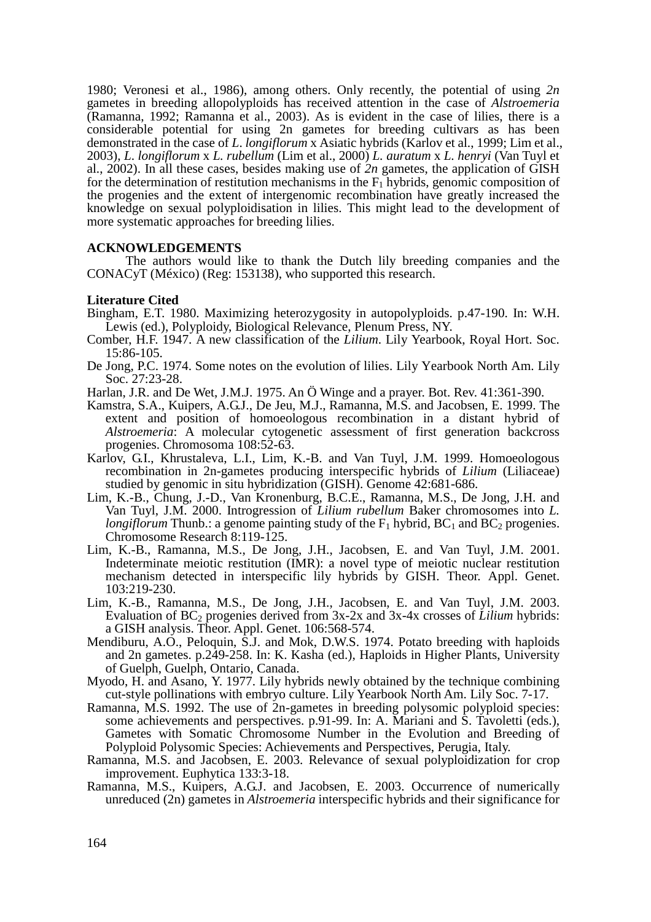1980; Veronesi et al., 1986), among others. Only recently, the potential of using *2n* gametes in breeding allopolyploids has received attention in the case of *Alstroemeria* (Ramanna, 1992; Ramanna et al., 2003). As is evident in the case of lilies, there is a considerable potential for using 2n gametes for breeding cultivars as has been demonstrated in the case of *L. longiflorum* x Asiatic hybrids (Karlov et al., 1999; Lim et al., 2003), *L. longiflorum* x *L. rubellum* (Lim et al., 2000) *L. auratum* x *L. henryi* (Van Tuyl et al., 2002). In all these cases, besides making use of *2n* gametes, the application of GISH for the determination of restitution mechanisms in the $F_1$ hybrids, genomic composition of the progenies and the extent of intergenomic recombination have greatly increased the knowledge on sexual polyploidisation in lilies. This might lead to the development of more systematic approaches for breeding lilies.

## ACKNOWLEDGEMENTS

The authors would like to thank the Dutch lily breeding companies and the CONACyT (México) (Reg: 153138), who supported this research.

### Literature Cited

Bingham, E.T. 1980. Maximizing heterozygosity in autopolyploids. p.47-190. In: W.H. Lewis (ed.), Polyploidy, Biological Relevance, Plenum Press, NY.

Comber, H.F. 1947. A new classification of the *Lilium*. Lily Yearbook, Royal Hort. Soc. 15:86-105.

De Jong, P.C. 1974. Some notes on the evolution of lilies. Lily Yearbook North Am. Lily Soc. 27:23-28.

Harlan, J.R. and De Wet, J.M.J. 1975. An Ö Winge and a prayer. Bot. Rev. 41:361-390.

Kamstra, S.A., Kuipers, A.G.J., De Jeu, M.J., Ramanna, M.S. and Jacobsen, E. 1999. The extent and position of homoeologous recombination in a distant hybrid of *Alstroemeria*: A molecular cytogenetic assessment of first generation backcross progenies. Chromosoma 108:52-63.

Karlov, G.I., Khrustaleva, L.I., Lim, K.-B. and Van Tuyl, J.M. 1999. Homoeologous recombination in 2n-gametes producing interspecific hybrids of *Lilium* (Liliaceae) studied by genomic in situ hybridization (GISH). Genome 42:681-686.

Lim, K.-B., Chung, J.-D., Van Kronenburg, B.C.E., Ramanna, M.S., De Jong, J.H. and Van Tuyl, J.M. 2000. Introgression of *Lilium rubellum* Baker chromosomes into *L. longiflorum* Thunb.: a genome painting study of the $F_1$ hybrid, $BC_1$ and $BC_2$ progenies. Chromosome Research 8:119-125.

Lim, K.-B., Ramanna, M.S., De Jong, J.H., Jacobsen, E. and Van Tuyl, J.M. 2001. Indeterminate meiotic restitution (IMR): a novel type of meiotic nuclear restitution mechanism detected in interspecific lily hybrids by GISH. Theor. Appl. Genet. 103:219-230.

Lim, K.-B., Ramanna, M.S., De Jong, J.H., Jacobsen, E. and Van Tuyl, J.M. 2003. Evaluation of $BC_2$ progenies derived from 3x-2x and 3x-4x crosses of *Lilium* hybrids: a GISH analysis. Theor. Appl. Genet. 106:568-574.

Mendiburu, A.O., Peloquin, S.J. and Mok, D.W.S. 1974. Potato breeding with haploids and 2n gametes. p.249-258. In: K. Kasha (ed.), Haploids in Higher Plants, University of Guelph, Guelph, Ontario, Canada.

Myodo, H. and Asano, Y. 1977. Lily hybrids newly obtained by the technique combining cut-style pollinations with embryo culture. Lily Yearbook North Am. Lily Soc. 7-17.

Ramanna, M.S. 1992. The use of 2n-gametes in breeding polysomic polyploid species: some achievements and perspectives. p.91-99. In: A. Mariani and S. Tavoletti (eds.), Gametes with Somatic Chromosome Number in the Evolution and Breeding of Polyploid Polysomic Species: Achievements and Perspectives, Perugia, Italy.

Ramanna, M.S. and Jacobsen, E. 2003. Relevance of sexual polyploidization for crop improvement. Euphytica 133:3-18.

Ramanna, M.S., Kuipers, A.G.J. and Jacobsen, E. 2003. Occurrence of numerically unreduced (2n) gametes in *Alstroemeria* interspecific hybrids and their significance for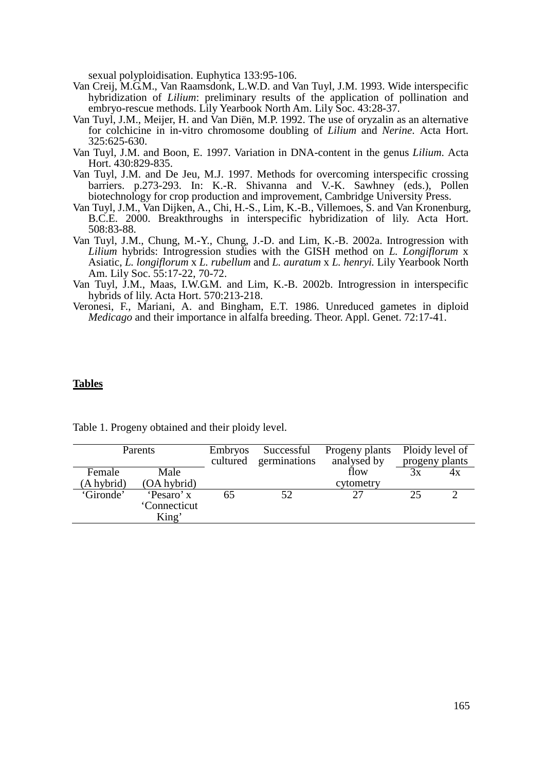sexual polyploidisation. Euphytica 133:95-106.

Van Creij, M.G.M., Van Raamsdonk, L.W.D. and Van Tuyl, J.M. 1993. Wide interspecific hybridization of *Lilium*: preliminary results of the application of pollination and embryo-rescue methods. Lily Yearbook North Am. Lily Soc. 43:28-37.

Van Tuyl, J.M., Meijer, H. and Van Diën, M.P. 1992. The use of oryzalin as an alternative for colchicine in in-vitro chromosome doubling of *Lilium* and *Nerine*. Acta Hort. 325:625-630.

Van Tuyl, J.M. and Boon, E. 1997. Variation in DNA-content in the genus *Lilium*. Acta Hort. 430:829-835.

Van Tuyl, J.M. and De Jeu, M.J. 1997. Methods for overcoming interspecific crossing barriers. p.273-293. In: K.-R. Shivanna and V.-K. Sawhney (eds.), Pollen biotechnology for crop production and improvement, Cambridge University Press.

Van Tuyl, J.M., Van Dijken, A., Chi, H.-S., Lim, K.-B., Villemoes, S. and Van Kronenburg, B.C.E. 2000. Breakthroughs in interspecific hybridization of lily. Acta Hort. 508:83-88.

Van Tuyl, J.M., Chung, M.-Y., Chung, J.-D. and Lim, K.-B. 2002a. Introgression with *Lilium* hybrids: Introgression studies with the GISH method on *L. Longiflorum* x Asiatic, *L. longiflorum* x *L. rubellum* and *L. auratum* x *L. henryi*. Lily Yearbook North Am. Lily Soc. 55:17-22, 70-72.

Van Tuyl, J.M., Maas, I.W.G.M. and Lim, K.-B. 2002b. Introgression in interspecific hybrids of lily. Acta Hort. 570:213-218.

Veronesi, F., Mariani, A. and Bingham, E.T. 1986. Unreduced gametes in diploid *Medicago* and their importance in alfalfa breeding. Theor. Appl. Genet. 72:17-41.

**Tables**

Table 1. Progeny obtained and their ploidy level.

| Parents | | Embryos cultured | Successful germinations | Progeny plants analysed by flow cytometry | Ploidy level of progeny plants | |
|---|---|---|---|---|---|---|
| Female (A hybrid) | Male (OA hybrid) | | | | 3x | 4x |
| 'Gironde' | 'Pesaro' x 'Connecticut King' | 65 | 52 | 27 | 25 | 2 |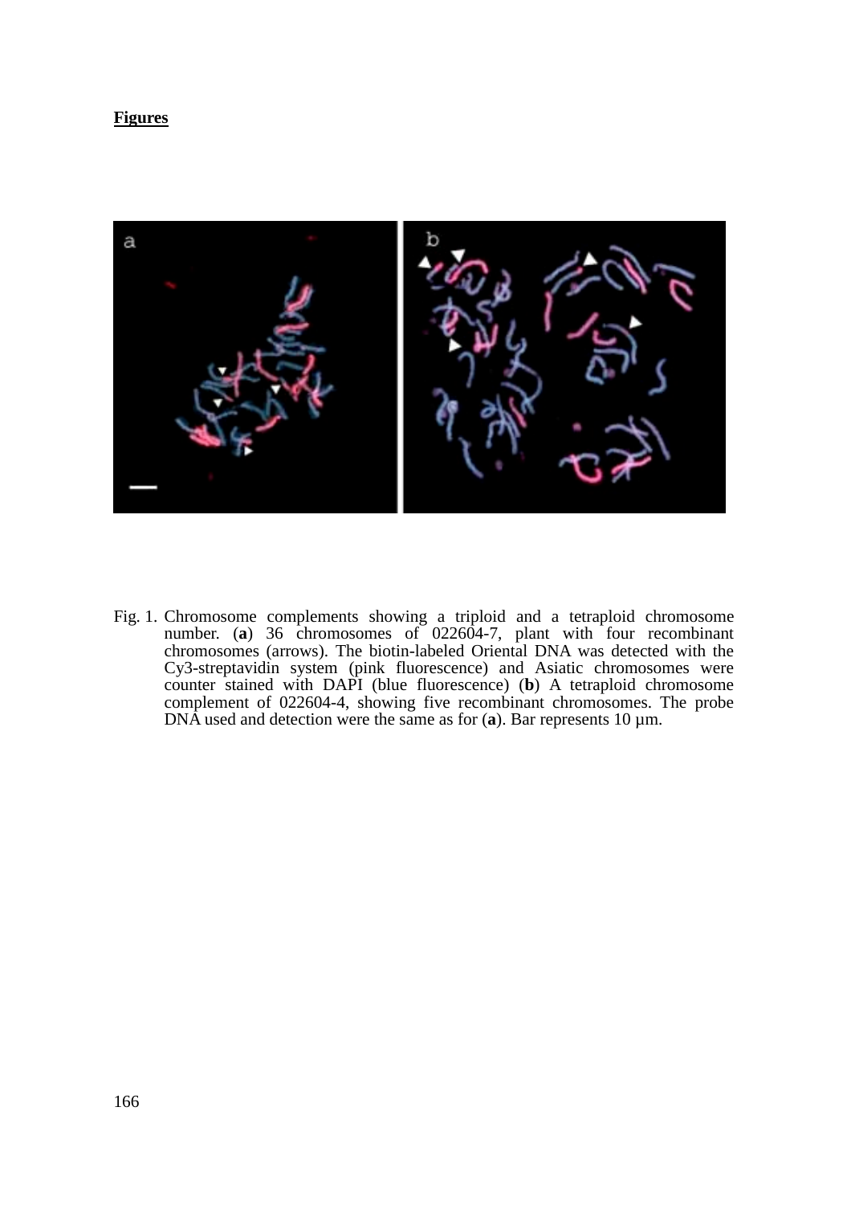**Figures**

Fig. 1. Chromosome complements showing a triploid and a tetraploid chromosome number. (**a**) 36 chromosomes of 022604-7, plant with four recombinant chromosomes (arrows). The biotin-labeled Oriental DNA was detected with the Cy3-streptavidin system (pink fluorescence) and Asiatic chromosomes were counter stained with DAPI (blue fluorescence) (**b**) A tetraploid chromosome complement of 022604-4, showing five recombinant chromosomes. The probe DNA used and detection were the same as for (**a**). Bar represents 10 µm.